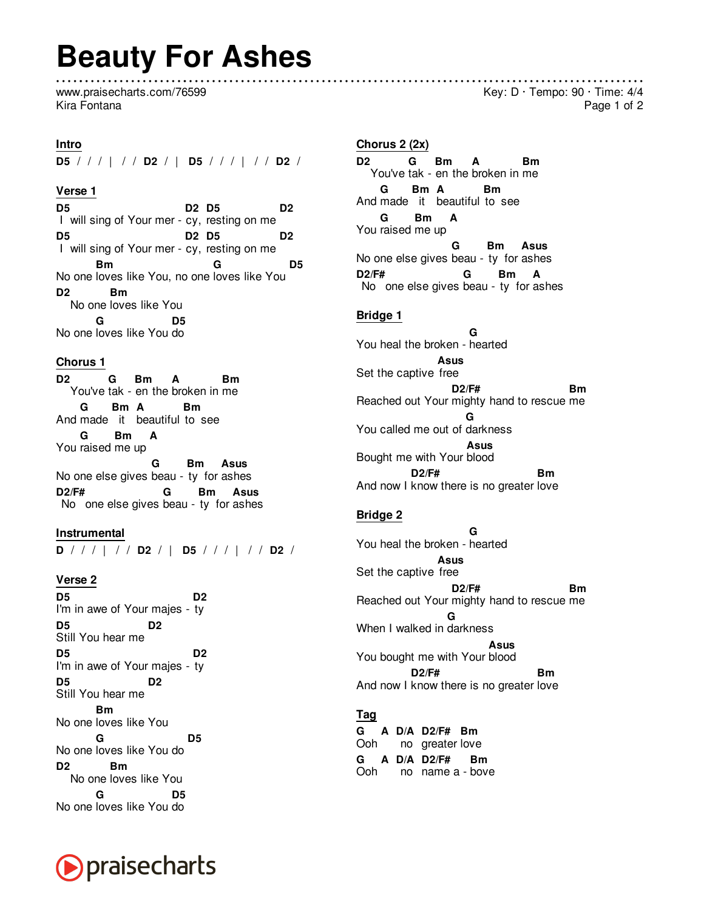# Beauty For Ashes

www.praisecharts.com/76599
Kira Fontana

Key: D · Tempo: 90 · Time: 4/4

## Intro

```
D5 / / / |  / / D2 / |  D5 / / / |  / / D2 /
```

## Verse 1

```
D5                            D2  D5              D2
 I  will sing of Your mer - cy,  resting on me
D5                            D2  D5              D2
 I  will sing of Your mer - cy,  resting on me
          Bm                          G                  D5
No one loves like You, no one loves like You
D2          Bm
    No one loves like You
           G                  D5
No one loves like You do
```

## Chorus 1

```
D2         G      Bm       A            Bm
    You've tak - en the broken in me
       G        Bm  A            Bm
And made   it   beautiful  to  see
       G        Bm      A
You raised me up
                                   G        Bm      Asus
No one else gives beau - ty  for ashes
D2/F#                           G        Bm      Asus
 No   one else gives beau - ty  for ashes
```

## Instrumental

```
D / / / |  / / D2 / |  D5 / / / |  / / D2 /
```

## Verse 2

```
D5                              D2
I'm in awe of Your majes - ty
D5                     D2
Still You hear me
D5                              D2
I'm in awe of Your majes - ty
D5                     D2
Still You hear me
          Bm
No one loves like You
           G                      D5
No one loves like You do
D2          Bm
    No one loves like You
           G                  D5
No one loves like You do
```

## Chorus 2 (2x)

```
D2         G      Bm       A            Bm
    You've tak - en the broken in me
       G        Bm  A            Bm
And made   it   beautiful  to  see
       G        Bm      A
You raised me up
                                   G        Bm      Asus
No one else gives beau - ty  for ashes
D2/F#                           G        Bm      A
 No   one else gives beau - ty  for ashes
```

## Bridge 1

```
                                      G
You heal the broken - hearted
                              Asus
Set the captive  free
                                    D2/F#                           Bm
Reached out Your mighty hand to rescue me
                                     G
You called me out of darkness
                                      Asus
Bought me with Your blood
                     D2/F#                            Bm
And now I know there is no greater love
```

## Bridge 2

```
                                      G
You heal the broken - hearted
                              Asus
Set the captive  free
                                    D2/F#                           Bm
Reached out Your mighty hand to rescue me
                               G
When I walked in darkness
                                            Asus
You bought me with Your blood
                     D2/F#                            Bm
And now I know there is no greater love
```

## Tag

```
G      A   D/A   D2/F#   Bm
Ooh        no   greater love
G      A   D/A   D2/F#     Bm
Ooh        no   name a - bove
```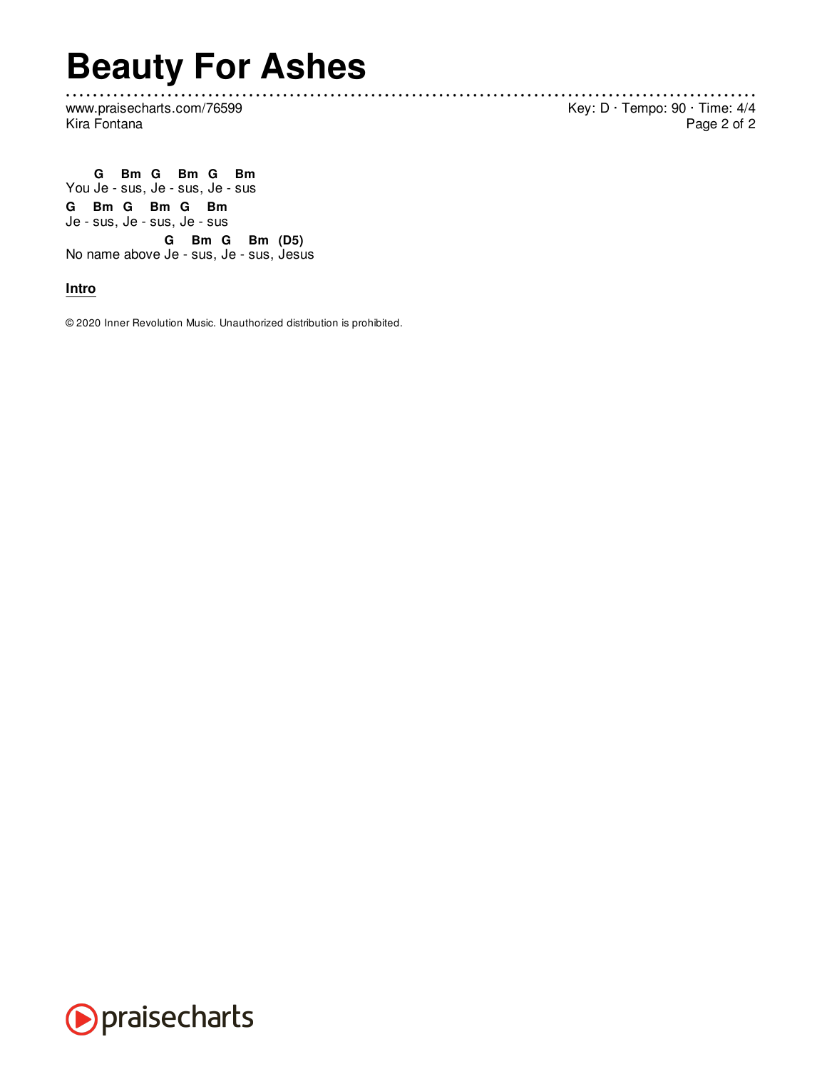```
      G    Bm  G    Bm  G    Bm
You Je - sus, Je - sus, Je - sus
G    Bm  G    Bm  G    Bm
Je - sus, Je - sus, Je - sus
                    G    Bm  G    Bm  (D5)
No name above Je - sus, Je - sus, Jesus
```

**Intro**

© 2020 Inner Revolution Music. Unauthorized distribution is prohibited.